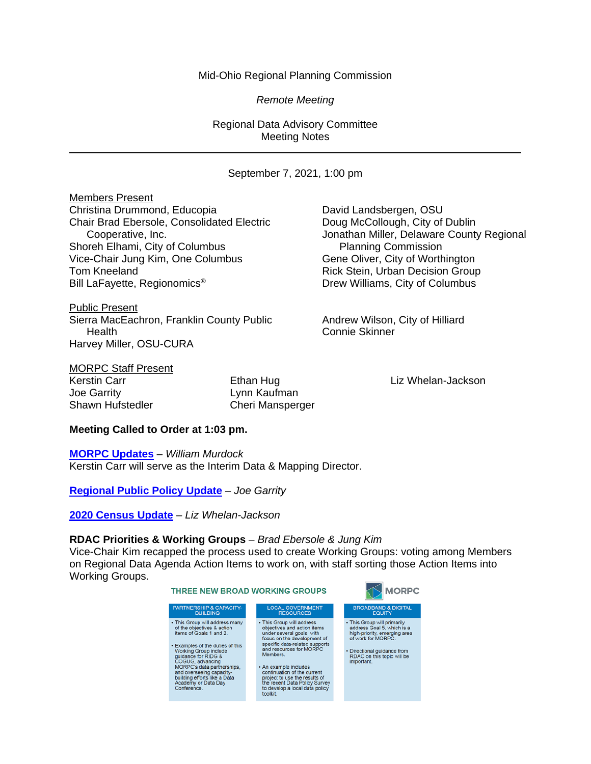Mid-Ohio Regional Planning Commission

*Remote Meeting*

Regional Data Advisory Committee
Meeting Notes

---

September 7, 2021, 1:00 pm

Members Present

Christina Drummond, Educopia
Chair Brad Ebersole, Consolidated Electric Cooperative, Inc.
Shoreh Elhami, City of Columbus
Vice-Chair Jung Kim, One Columbus
Tom Kneeland
Bill LaFayette, Regionomics®
David Landsbergen, OSU
Doug McCollough, City of Dublin
Jonathan Miller, Delaware County Regional Planning Commission
Gene Oliver, City of Worthington
Rick Stein, Urban Decision Group
Drew Williams, City of Columbus

Public Present

Sierra MacEachron, Franklin County Public Health
Harvey Miller, OSU-CURA
Andrew Wilson, City of Hilliard
Connie Skinner

MORPC Staff Present

Kerstin Carr
Joe Garrity
Shawn Hufstedler
Ethan Hug
Lynn Kaufman
Cheri Mansperger
Liz Whelan-Jackson

**Meeting Called to Order at 1:03 pm.**

**MORPC Updates** – *William Murdock*
Kerstin Carr will serve as the Interim Data & Mapping Director.

**Regional Public Policy Update** – *Joe Garrity*

**2020 Census Update** – *Liz Whelan-Jackson*

**RDAC Priorities & Working Groups** – *Brad Ebersole & Jung Kim*
Vice-Chair Kim recapped the process used to create Working Groups: voting among Members on Regional Data Agenda Action Items to work on, with staff sorting those Action Items into Working Groups.

THREE NEW BROAD WORKING GROUPS

MORPC

| PARTNERSHIP & CAPACITY-BUILDING | LOCAL GOVERNMENT RESOURCES | BROADBAND & DIGITAL EQUITY |
| --- | --- | --- |
| • This Group will address many of the objectives & action items of Goals 1 and 2.<br>• Examples of the duties of this Working Group include guidance for RIDG & COGUG, advancing MORPC's data partnerships, and overseeing capacity-building efforts like a Data Academy or Data Day Conference. | • This Group will address objectives and action items under several goals, with focus on the development of specific data-related supports and resources for MORPC Members.<br>• An example includes continuation of the current project to use the results of the recent Data Policy Survey to develop a local data policy toolkit. | • This Group will primarily address Goal 5, which is a high-priority, emerging area of work for MORPC.<br>• Directional guidance from RDAC on this topic will be important. |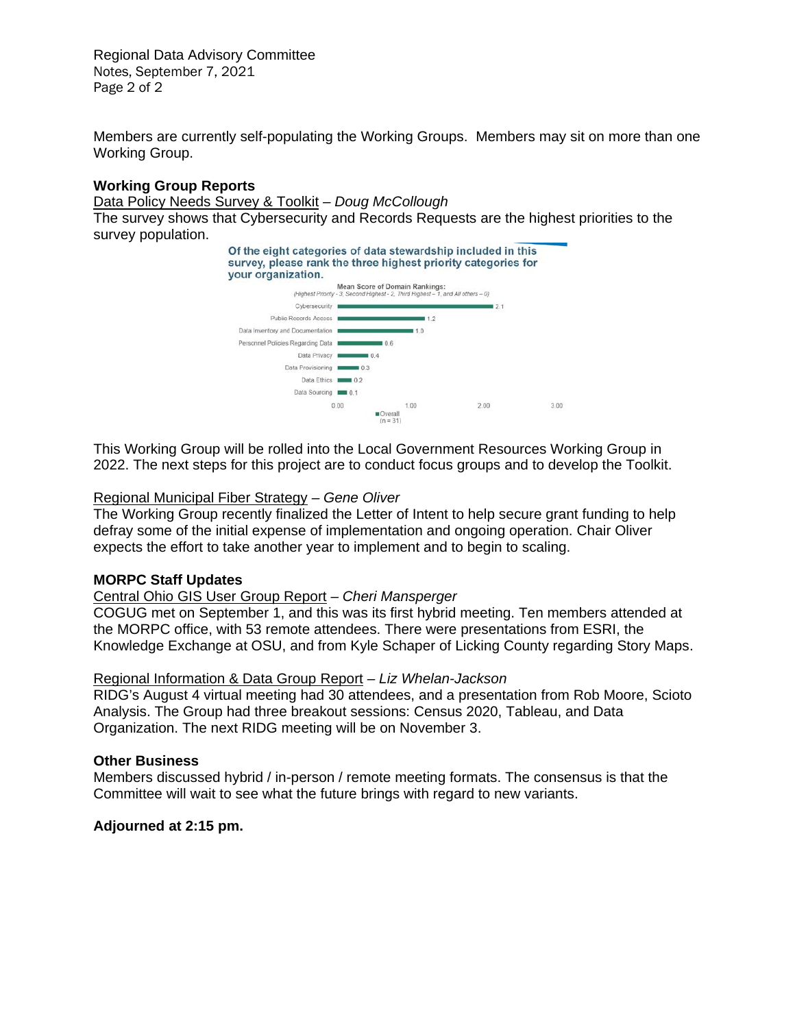Members are currently self-populating the Working Groups. Members may sit on more than one Working Group.

**Working Group Reports**

Data Policy Needs Survey & Toolkit – *Doug McCollough*

The survey shows that Cybersecurity and Records Requests are the highest priorities to the survey population.

Of the eight categories of data stewardship included in this survey, please rank the three highest priority categories for your organization.

Mean Score of Domain Rankings:
(Highest Priority - 3, Second Highest - 2, Third Highest – 1, and All others – 0)

Cybersecurity 2.1
Public Records Access 1.2
Data Inventory and Documentation 1.0
Personnel Policies Regarding Data 0.6
Data Privacy 0.4
Data Provisioning 0.3
Data Ethics 0.2
Data Sourcing 0.1

0.00 1.00 2.00 3.00

Overall (n = 31)

This Working Group will be rolled into the Local Government Resources Working Group in 2022. The next steps for this project are to conduct focus groups and to develop the Toolkit.

Regional Municipal Fiber Strategy – *Gene Oliver*

The Working Group recently finalized the Letter of Intent to help secure grant funding to help defray some of the initial expense of implementation and ongoing operation. Chair Oliver expects the effort to take another year to implement and to begin to scaling.

**MORPC Staff Updates**

Central Ohio GIS User Group Report – *Cheri Mansperger*

COGUG met on September 1, and this was its first hybrid meeting. Ten members attended at the MORPC office, with 53 remote attendees. There were presentations from ESRI, the Knowledge Exchange at OSU, and from Kyle Schaper of Licking County regarding Story Maps.

Regional Information & Data Group Report – *Liz Whelan-Jackson*

RIDG's August 4 virtual meeting had 30 attendees, and a presentation from Rob Moore, Scioto Analysis. The Group had three breakout sessions: Census 2020, Tableau, and Data Organization. The next RIDG meeting will be on November 3.

**Other Business**

Members discussed hybrid / in-person / remote meeting formats. The consensus is that the Committee will wait to see what the future brings with regard to new variants.

**Adjourned at 2:15 pm.**